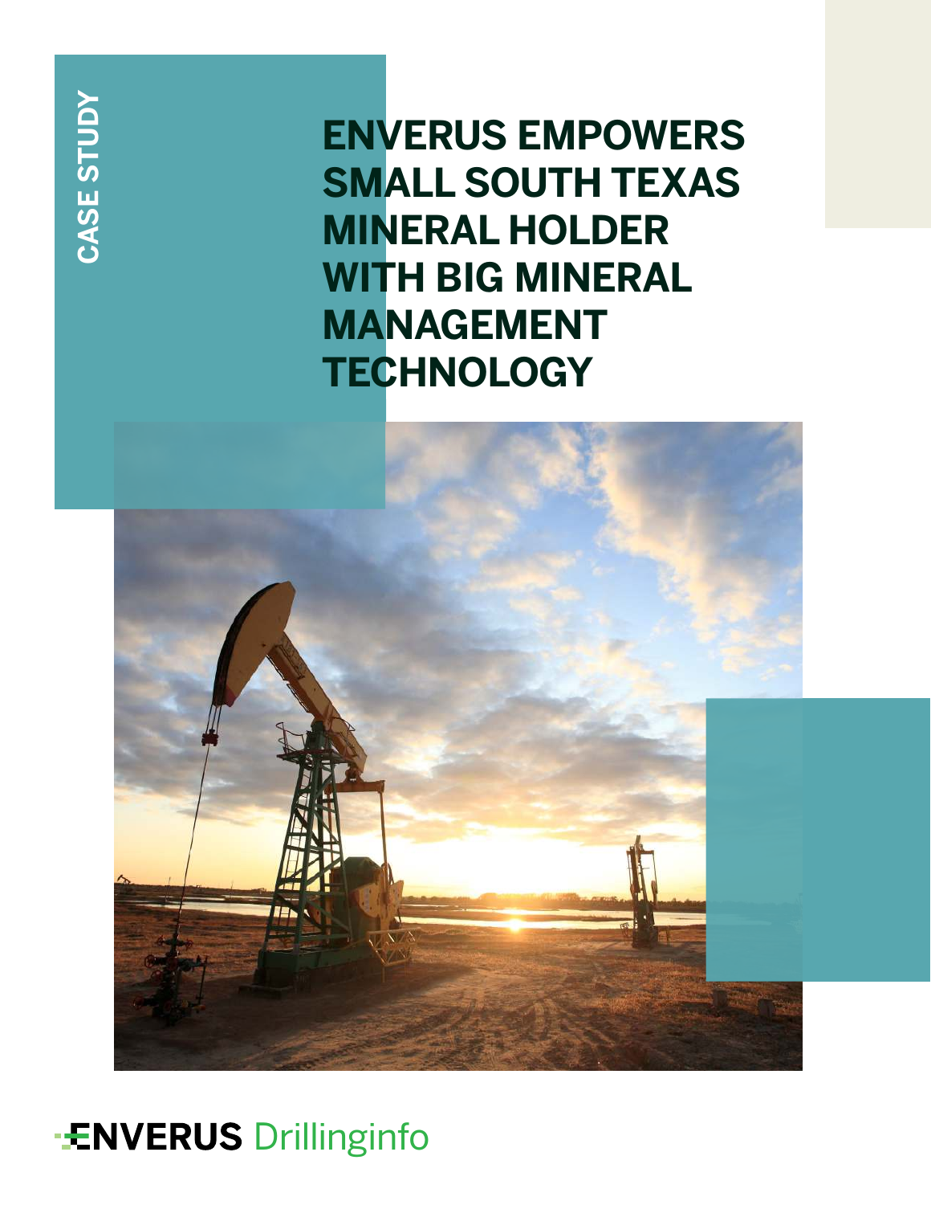CASE STUDY

# ENVERUS EMPOWERS SMALL SOUTH TEXAS MINERAL HOLDER WITH BIG MINERAL MANAGEMENT TECHNOLOGY

ENVERUS Drillinginfo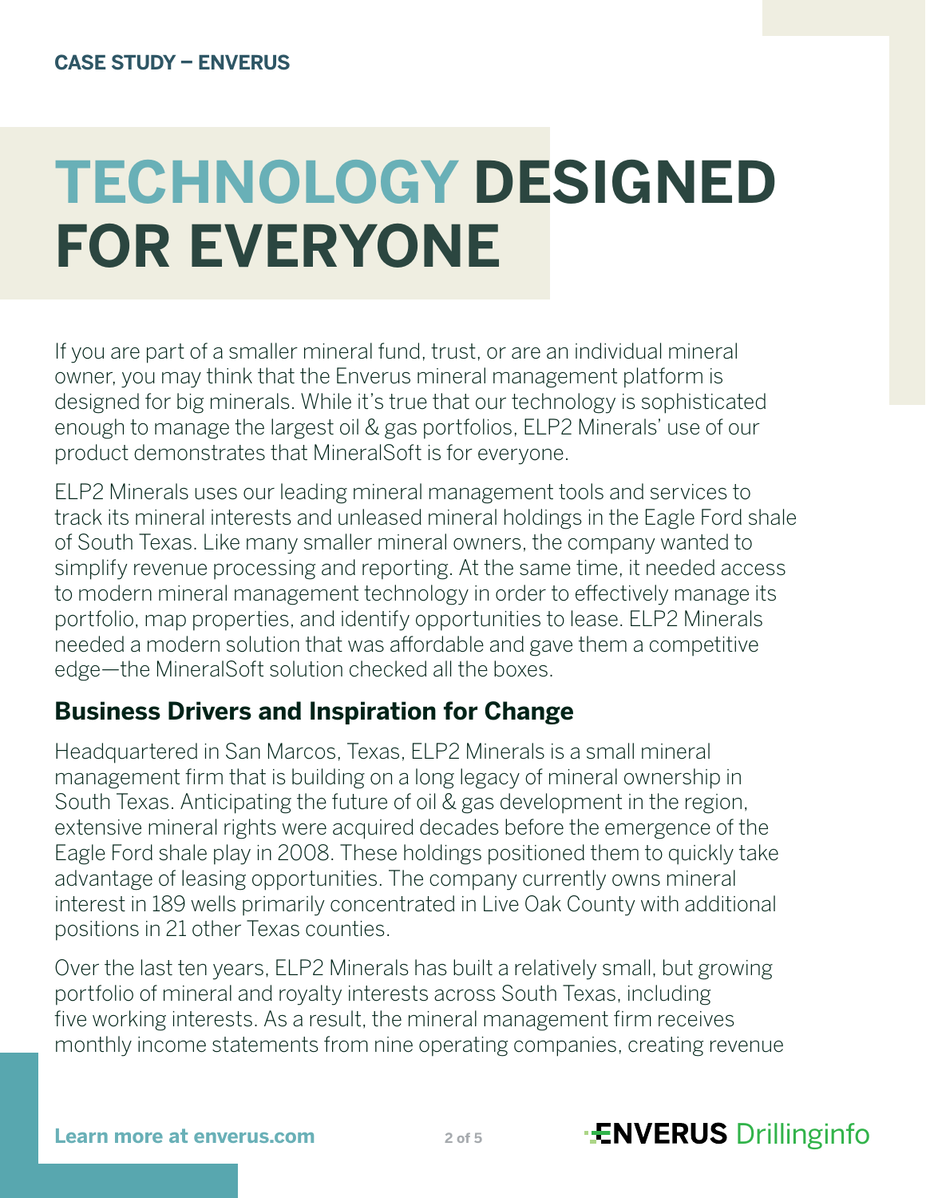# TECHNOLOGY DESIGNED FOR EVERYONE

If you are part of a smaller mineral fund, trust, or are an individual mineral owner, you may think that the Enverus mineral management platform is designed for big minerals. While it's true that our technology is sophisticated enough to manage the largest oil & gas portfolios, ELP2 Minerals' use of our product demonstrates that MineralSoft is for everyone.

ELP2 Minerals uses our leading mineral management tools and services to track its mineral interests and unleased mineral holdings in the Eagle Ford shale of South Texas. Like many smaller mineral owners, the company wanted to simplify revenue processing and reporting. At the same time, it needed access to modern mineral management technology in order to effectively manage its portfolio, map properties, and identify opportunities to lease. ELP2 Minerals needed a modern solution that was affordable and gave them a competitive edge—the MineralSoft solution checked all the boxes.

## Business Drivers and Inspiration for Change

Headquartered in San Marcos, Texas, ELP2 Minerals is a small mineral management firm that is building on a long legacy of mineral ownership in South Texas. Anticipating the future of oil & gas development in the region, extensive mineral rights were acquired decades before the emergence of the Eagle Ford shale play in 2008. These holdings positioned them to quickly take advantage of leasing opportunities. The company currently owns mineral interest in 189 wells primarily concentrated in Live Oak County with additional positions in 21 other Texas counties.

Over the last ten years, ELP2 Minerals has built a relatively small, but growing portfolio of mineral and royalty interests across South Texas, including five working interests. As a result, the mineral management firm receives monthly income statements from nine operating companies, creating revenue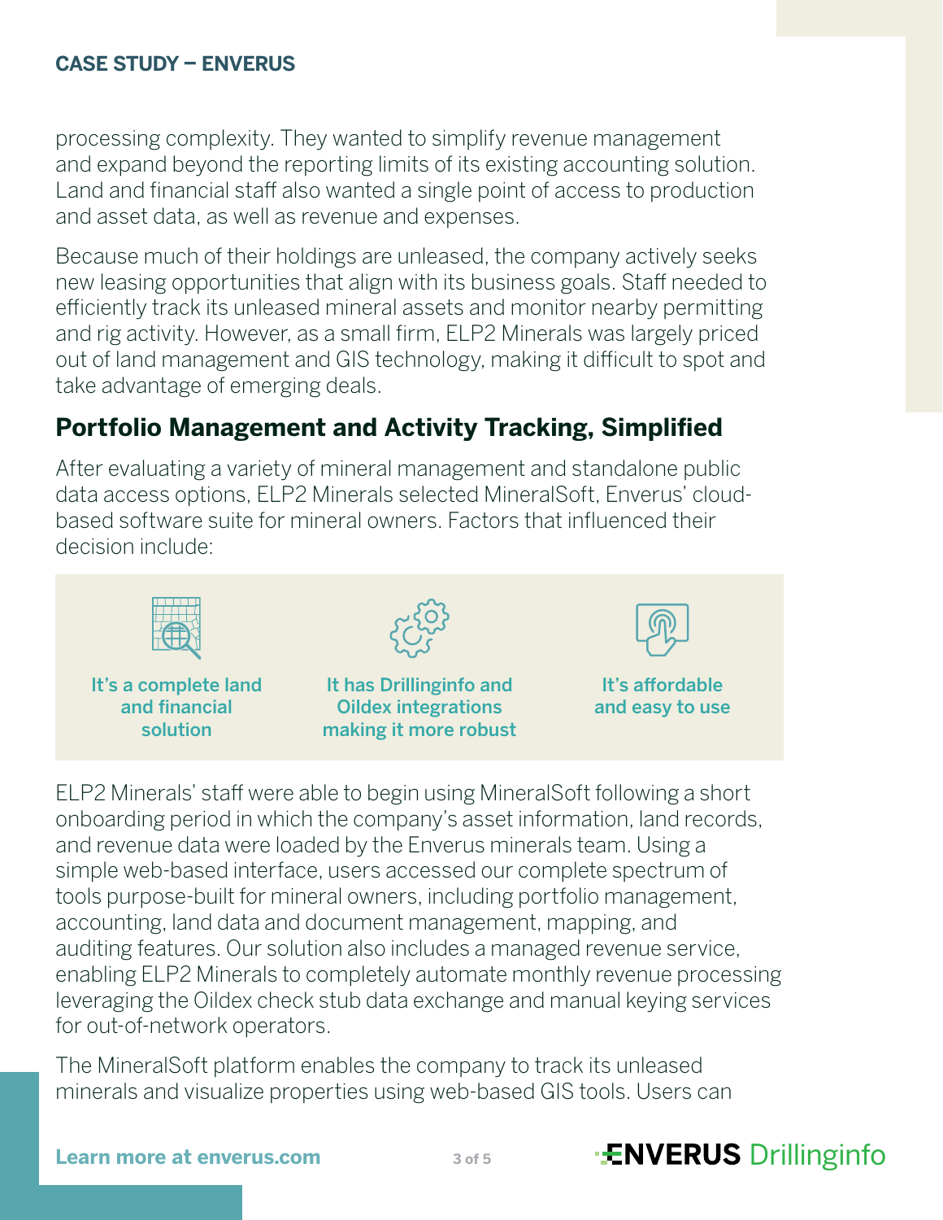processing complexity. They wanted to simplify revenue management and expand beyond the reporting limits of its existing accounting solution. Land and financial staff also wanted a single point of access to production and asset data, as well as revenue and expenses.

Because much of their holdings are unleased, the company actively seeks new leasing opportunities that align with its business goals. Staff needed to efficiently track its unleased mineral assets and monitor nearby permitting and rig activity. However, as a small firm, ELP2 Minerals was largely priced out of land management and GIS technology, making it difficult to spot and take advantage of emerging deals.

## Portfolio Management and Activity Tracking, Simplified

After evaluating a variety of mineral management and standalone public data access options, ELP2 Minerals selected MineralSoft, Enverus' cloud-based software suite for mineral owners. Factors that influenced their decision include:

- It's a complete land and financial solution
- It has Drillinginfo and Oildex integrations making it more robust
- It's affordable and easy to use

ELP2 Minerals' staff were able to begin using MineralSoft following a short onboarding period in which the company's asset information, land records, and revenue data were loaded by the Enverus minerals team. Using a simple web-based interface, users accessed our complete spectrum of tools purpose-built for mineral owners, including portfolio management, accounting, land data and document management, mapping, and auditing features. Our solution also includes a managed revenue service, enabling ELP2 Minerals to completely automate monthly revenue processing leveraging the Oildex check stub data exchange and manual keying services for out-of-network operators.

The MineralSoft platform enables the company to track its unleased minerals and visualize properties using web-based GIS tools. Users can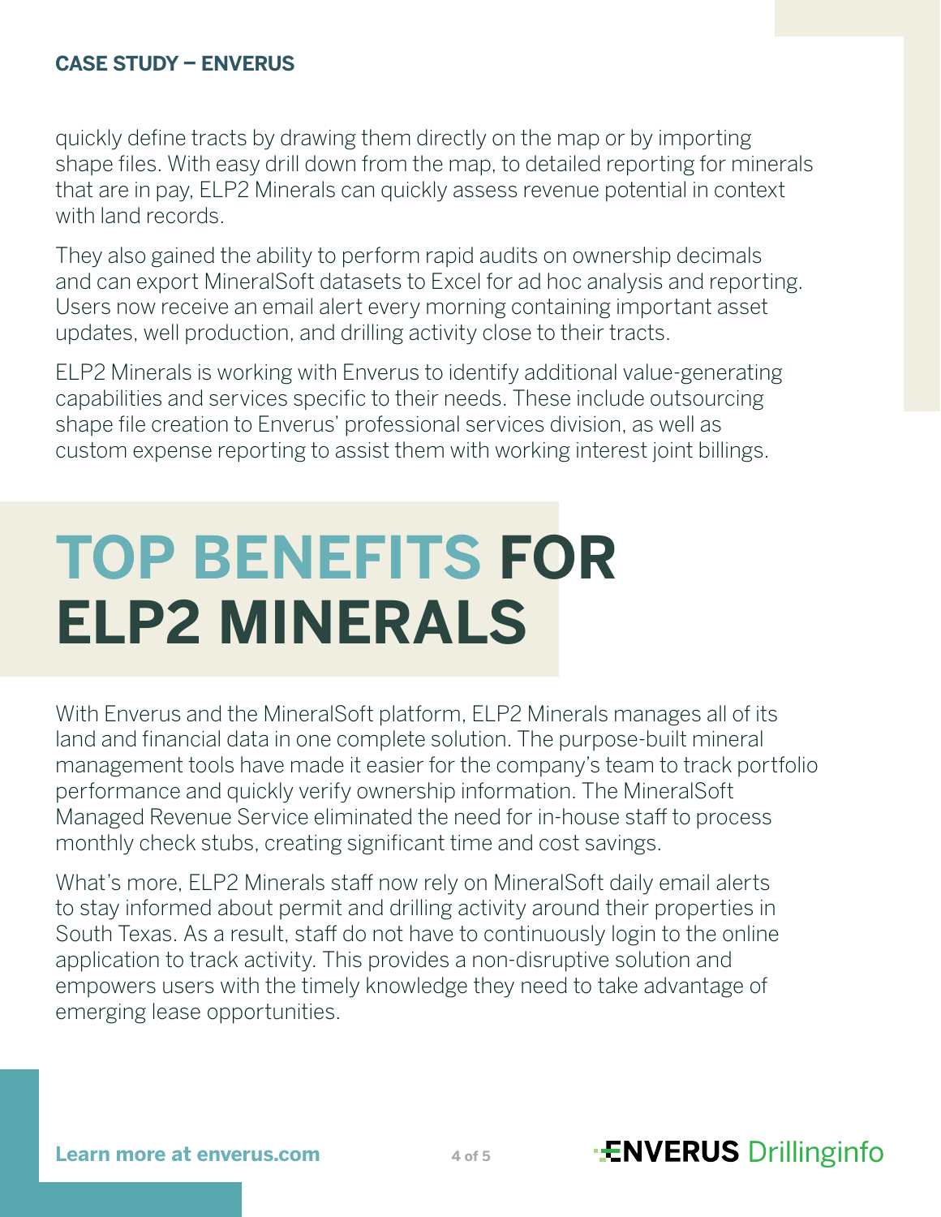quickly define tracts by drawing them directly on the map or by importing shape files. With easy drill down from the map, to detailed reporting for minerals that are in pay, ELP2 Minerals can quickly assess revenue potential in context with land records.

They also gained the ability to perform rapid audits on ownership decimals and can export MineralSoft datasets to Excel for ad hoc analysis and reporting. Users now receive an email alert every morning containing important asset updates, well production, and drilling activity close to their tracts.

ELP2 Minerals is working with Enverus to identify additional value-generating capabilities and services specific to their needs. These include outsourcing shape file creation to Enverus' professional services division, as well as custom expense reporting to assist them with working interest joint billings.

# TOP BENEFITS FOR ELP2 MINERALS

With Enverus and the MineralSoft platform, ELP2 Minerals manages all of its land and financial data in one complete solution. The purpose-built mineral management tools have made it easier for the company's team to track portfolio performance and quickly verify ownership information. The MineralSoft Managed Revenue Service eliminated the need for in-house staff to process monthly check stubs, creating significant time and cost savings.

What's more, ELP2 Minerals staff now rely on MineralSoft daily email alerts to stay informed about permit and drilling activity around their properties in South Texas. As a result, staff do not have to continuously login to the online application to track activity. This provides a non-disruptive solution and empowers users with the timely knowledge they need to take advantage of emerging lease opportunities.

**Learn more at enverus.com**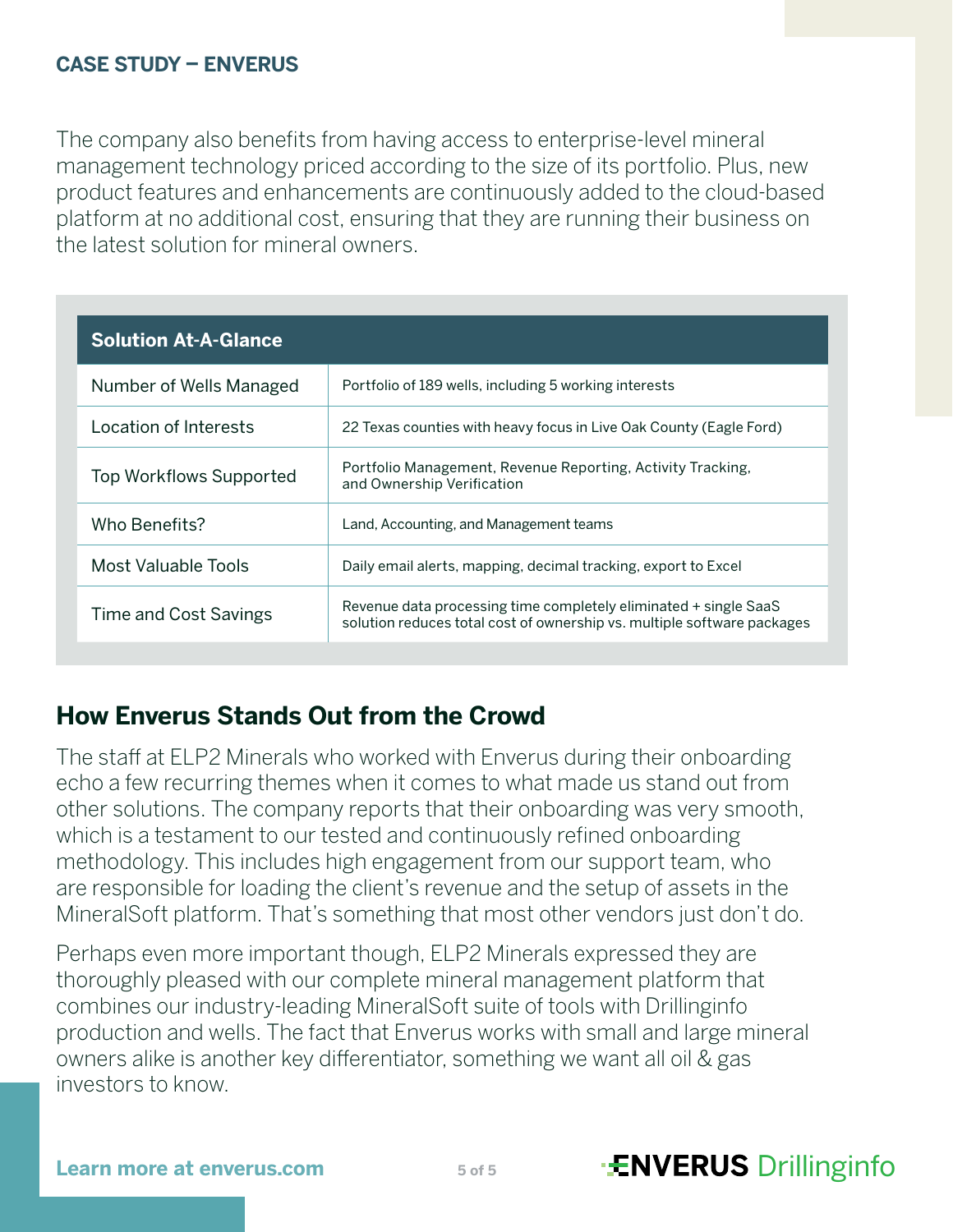The company also benefits from having access to enterprise-level mineral management technology priced according to the size of its portfolio. Plus, new product features and enhancements are continuously added to the cloud-based platform at no additional cost, ensuring that they are running their business on the latest solution for mineral owners.

| Solution At-A-Glance | |
|---|---|
| Number of Wells Managed | Portfolio of 189 wells, including 5 working interests |
| Location of Interests | 22 Texas counties with heavy focus in Live Oak County (Eagle Ford) |
| Top Workflows Supported | Portfolio Management, Revenue Reporting, Activity Tracking, and Ownership Verification |
| Who Benefits? | Land, Accounting, and Management teams |
| Most Valuable Tools | Daily email alerts, mapping, decimal tracking, export to Excel |
| Time and Cost Savings | Revenue data processing time completely eliminated + single SaaS solution reduces total cost of ownership vs. multiple software packages |

## How Enverus Stands Out from the Crowd

The staff at ELP2 Minerals who worked with Enverus during their onboarding echo a few recurring themes when it comes to what made us stand out from other solutions. The company reports that their onboarding was very smooth, which is a testament to our tested and continuously refined onboarding methodology. This includes high engagement from our support team, who are responsible for loading the client's revenue and the setup of assets in the MineralSoft platform. That's something that most other vendors just don't do.

Perhaps even more important though, ELP2 Minerals expressed they are thoroughly pleased with our complete mineral management platform that combines our industry-leading MineralSoft suite of tools with Drillinginfo production and wells. The fact that Enverus works with small and large mineral owners alike is another key differentiator, something we want all oil & gas investors to know.

**Learn more at enverus.com**

**ENVERUS** Drillinginfo